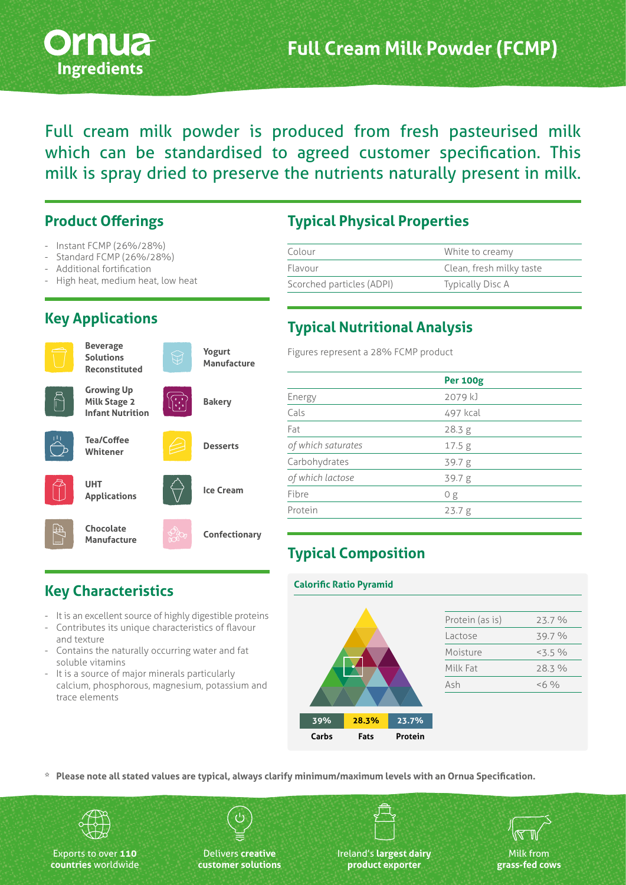# Full Cream Milk Powder (FCMP)

Ornua Ingredients

Full cream milk powder is produced from fresh pasteurised milk which can be standardised to agreed customer specification. This milk is spray dried to preserve the nutrients naturally present in milk.

## Product Offerings

- Instant FCMP (26%/28%)
- Standard FCMP (26%/28%)
- Additional fortification
- High heat, medium heat, low heat

## Key Applications

- Beverage Solutions Reconstituted
- Yogurt Manufacture
- Growing Up Milk Stage 2 Infant Nutrition
- Bakery
- Tea/Coffee Whitener
- Desserts
- UHT Applications
- Ice Cream
- Chocolate Manufacture
- Confectionary

## Key Characteristics

- It is an excellent source of highly digestible proteins
- Contributes its unique characteristics of flavour and texture
- Contains the naturally occurring water and fat soluble vitamins
- It is a source of major minerals particularly calcium, phosphorous, magnesium, potassium and trace elements

## Typical Physical Properties

| | |
|---|---|
| Colour | White to creamy |
| Flavour | Clean, fresh milky taste |
| Scorched particles (ADPI) | Typically Disc A |

## Typical Nutritional Analysis

Figures represent a 28% FCMP product

| | Per 100g |
|---|---|
| Energy | 2079 kJ |
| Cals | 497 kcal |
| Fat | 28.3 g |
| *of which saturates* | 17.5 g |
| Carbohydrates | 39.7 g |
| *of which lactose* | 39.7 g |
| Fibre | 0 g |
| Protein | 23.7 g |

## Typical Composition

**Calorific Ratio Pyramid**

| 39% | 28.3% | 23.7% |
|---|---|---|
| Carbs | Fats | Protein |

| | |
|---|---|
| Protein (as is) | 23.7 % |
| Lactose | 39.7 % |
| Moisture | <3.5 % |
| Milk Fat | 28.3 % |
| Ash | <6 % |

\* **Please note all stated values are typical, always clarify minimum/maximum levels with an Ornua Specification.**

Exports to over **110 countries** worldwide

Delivers **creative customer solutions**

Ireland's **largest dairy product exporter**

Milk from **grass-fed cows**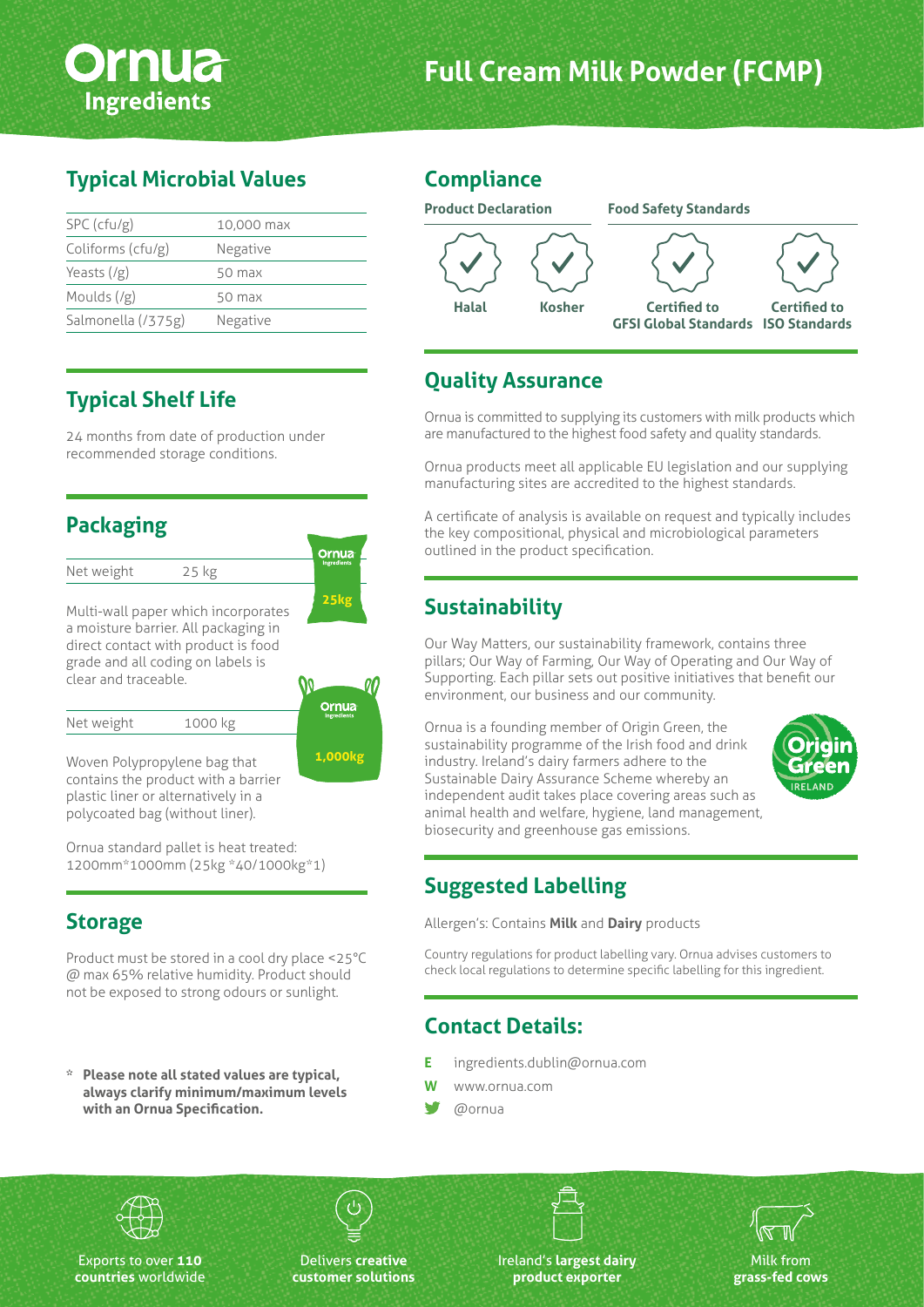# Full Cream Milk Powder (FCMP)

Ornua Ingredients

## Typical Microbial Values

| | |
|---|---|
| SPC (cfu/g) | 10,000 max |
| Coliforms (cfu/g) | Negative |
| Yeasts (/g) | 50 max |
| Moulds (/g) | 50 max |
| Salmonella (/375g) | Negative |

## Typical Shelf Life

24 months from date of production under recommended storage conditions.

## Packaging

Net weight 25 kg

Multi-wall paper which incorporates a moisture barrier. All packaging in direct contact with product is food grade and all coding on labels is clear and traceable.

Net weight 1000 kg

Woven Polypropylene bag that contains the product with a barrier plastic liner or alternatively in a polycoated bag (without liner).

Ornua standard pallet is heat treated: 1200mm*1000mm (25kg *40/1000kg*1)

## Storage

Product must be stored in a cool dry place <25°C @ max 65% relative humidity. Product should not be exposed to strong odours or sunlight.

\* **Please note all stated values are typical, always clarify minimum/maximum levels with an Ornua Specification.**

## Compliance

**Product Declaration**

- Halal
- Kosher

**Food Safety Standards**

- Certified to GFSI Global Standards
- Certified to ISO Standards

## Quality Assurance

Ornua is committed to supplying its customers with milk products which are manufactured to the highest food safety and quality standards.

Ornua products meet all applicable EU legislation and our supplying manufacturing sites are accredited to the highest standards.

A certificate of analysis is available on request and typically includes the key compositional, physical and microbiological parameters outlined in the product specification.

## Sustainability

Our Way Matters, our sustainability framework, contains three pillars; Our Way of Farming, Our Way of Operating and Our Way of Supporting. Each pillar sets out positive initiatives that benefit our environment, our business and our community.

Ornua is a founding member of Origin Green, the sustainability programme of the Irish food and drink industry. Ireland's dairy farmers adhere to the Sustainable Dairy Assurance Scheme whereby an independent audit takes place covering areas such as animal health and welfare, hygiene, land management, biosecurity and greenhouse gas emissions.

## Suggested Labelling

Allergen's: Contains **Milk** and **Dairy** products

Country regulations for product labelling vary. Ornua advises customers to check local regulations to determine specific labelling for this ingredient.

## Contact Details:

- **E** ingredients.dublin@ornua.com
- **W** www.ornua.com
- @ornua

Exports to over **110 countries** worldwide

Delivers **creative customer solutions**

Ireland's **largest dairy product exporter**

Milk from **grass-fed cows**